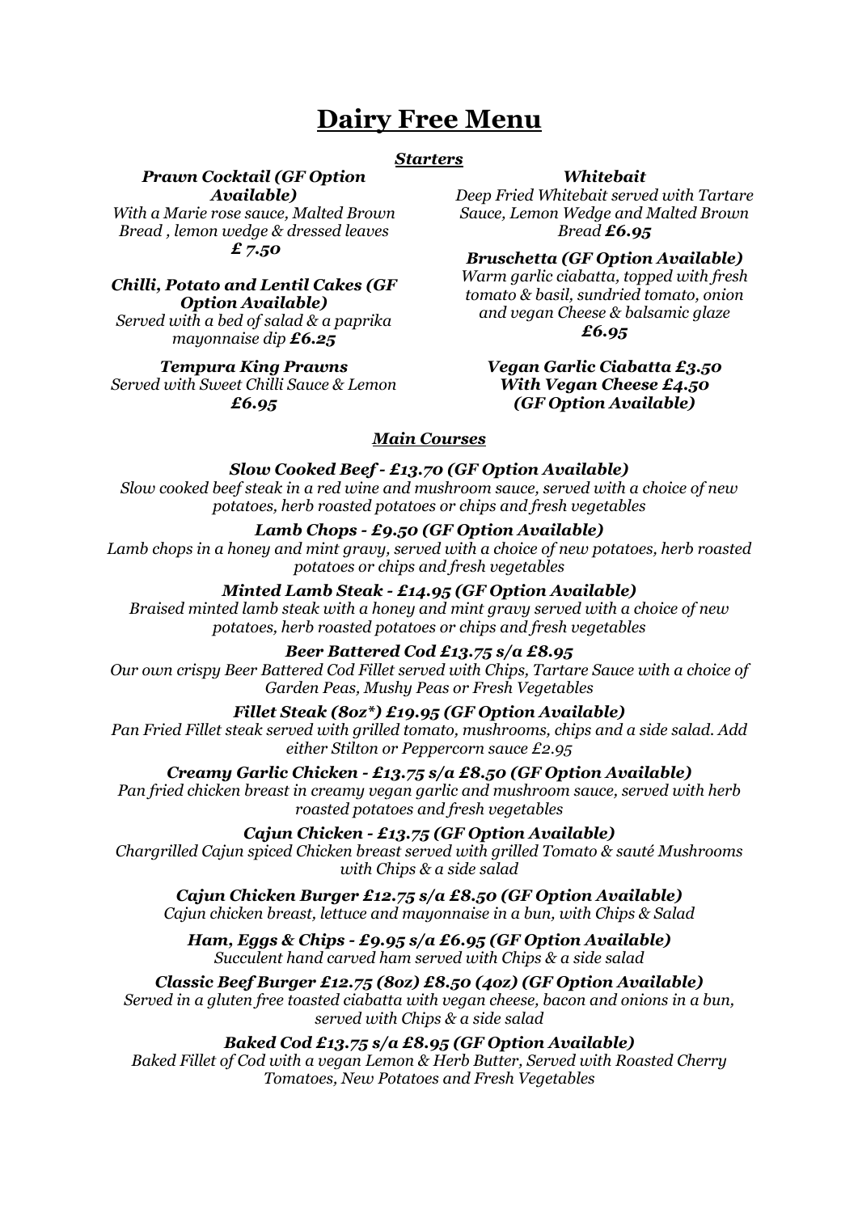# Dairy Free Menu

## *Starters*

***Prawn Cocktail (GF Option Available)***
*With a Marie rose sauce, Malted Brown Bread , lemon wedge & dressed leaves*
***£ 7.50***

***Chilli, Potato and Lentil Cakes (GF Option Available)***
*Served with a bed of salad & a paprika mayonnaise dip **£6.25***

***Tempura King Prawns***
*Served with Sweet Chilli Sauce & Lemon*
***£6.95***

***Whitebait***
*Deep Fried Whitebait served with Tartare Sauce, Lemon Wedge and Malted Brown Bread **£6.95***

***Bruschetta (GF Option Available)***
*Warm garlic ciabatta, topped with fresh tomato & basil, sundried tomato, onion and vegan Cheese & balsamic glaze*
***£6.95***

***Vegan Garlic Ciabatta £3.50***
***With Vegan Cheese £4.50***
***(GF Option Available)***

## *Main Courses*

***Slow Cooked Beef - £13.70 (GF Option Available)***
*Slow cooked beef steak in a red wine and mushroom sauce, served with a choice of new potatoes, herb roasted potatoes or chips and fresh vegetables*

***Lamb Chops - £9.50 (GF Option Available)***
*Lamb chops in a honey and mint gravy, served with a choice of new potatoes, herb roasted potatoes or chips and fresh vegetables*

***Minted Lamb Steak - £14.95 (GF Option Available)***
*Braised minted lamb steak with a honey and mint gravy served with a choice of new potatoes, herb roasted potatoes or chips and fresh vegetables*

***Beer Battered Cod £13.75 s/a £8.95***
*Our own crispy Beer Battered Cod Fillet served with Chips, Tartare Sauce with a choice of Garden Peas, Mushy Peas or Fresh Vegetables*

***Fillet Steak (8oz*) £19.95 (GF Option Available)***
*Pan Fried Fillet steak served with grilled tomato, mushrooms, chips and a side salad. Add either Stilton or Peppercorn sauce £2.95*

***Creamy Garlic Chicken - £13.75 s/a £8.50 (GF Option Available)***
*Pan fried chicken breast in creamy vegan garlic and mushroom sauce, served with herb roasted potatoes and fresh vegetables*

***Cajun Chicken - £13.75 (GF Option Available)***
*Chargrilled Cajun spiced Chicken breast served with grilled Tomato & sauté Mushrooms with Chips & a side salad*

***Cajun Chicken Burger £12.75 s/a £8.50 (GF Option Available)***
*Cajun chicken breast, lettuce and mayonnaise in a bun, with Chips & Salad*

***Ham, Eggs & Chips - £9.95 s/a £6.95 (GF Option Available)***
*Succulent hand carved ham served with Chips & a side salad*

***Classic Beef Burger £12.75 (8oz) £8.50 (4oz) (GF Option Available)***
*Served in a gluten free toasted ciabatta with vegan cheese, bacon and onions in a bun, served with Chips & a side salad*

***Baked Cod £13.75 s/a £8.95 (GF Option Available)***
*Baked Fillet of Cod with a vegan Lemon & Herb Butter, Served with Roasted Cherry Tomatoes, New Potatoes and Fresh Vegetables*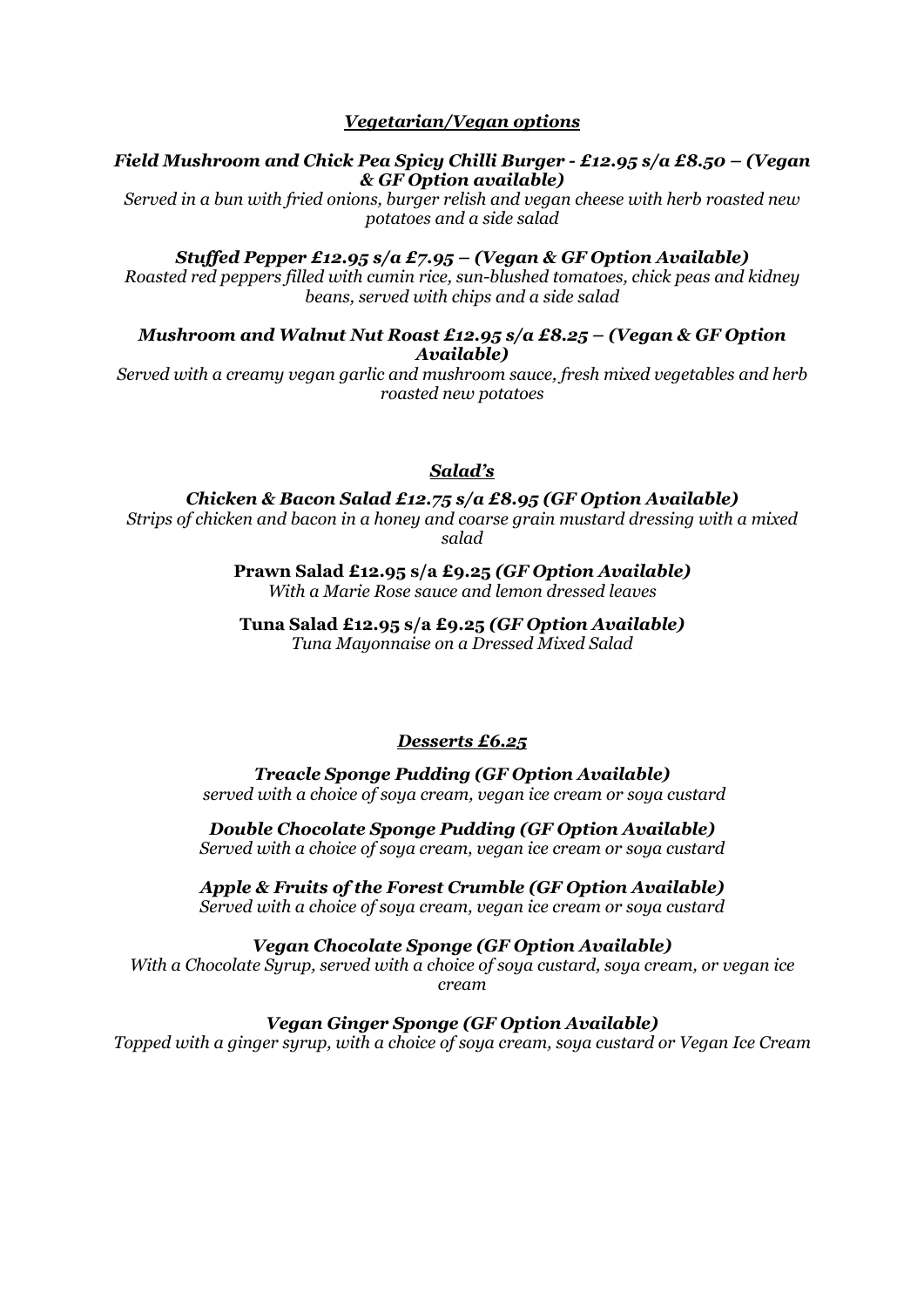## *Vegetarian/Vegan options*

***Field Mushroom and Chick Pea Spicy Chilli Burger - £12.95 s/a £8.50 – (Vegan & GF Option available)***

*Served in a bun with fried onions, burger relish and vegan cheese with herb roasted new potatoes and a side salad*

***Stuffed Pepper £12.95 s/a £7.95 – (Vegan & GF Option Available)***

*Roasted red peppers filled with cumin rice, sun-blushed tomatoes, chick peas and kidney beans, served with chips and a side salad*

***Mushroom and Walnut Nut Roast £12.95 s/a £8.25 – (Vegan & GF Option Available)***

*Served with a creamy vegan garlic and mushroom sauce, fresh mixed vegetables and herb roasted new potatoes*

## *Salad's*

***Chicken & Bacon Salad £12.75 s/a £8.95 (GF Option Available)***

*Strips of chicken and bacon in a honey and coarse grain mustard dressing with a mixed salad*

**Prawn Salad £12.95 s/a £9.25 *(GF Option Available)***

*With a Marie Rose sauce and lemon dressed leaves*

**Tuna Salad £12.95 s/a £9.25 *(GF Option Available)***

*Tuna Mayonnaise on a Dressed Mixed Salad*

## *Desserts £6.25*

***Treacle Sponge Pudding (GF Option Available)***

*served with a choice of soya cream, vegan ice cream or soya custard*

***Double Chocolate Sponge Pudding (GF Option Available)***

*Served with a choice of soya cream, vegan ice cream or soya custard*

***Apple & Fruits of the Forest Crumble (GF Option Available)***

*Served with a choice of soya cream, vegan ice cream or soya custard*

***Vegan Chocolate Sponge (GF Option Available)***

*With a Chocolate Syrup, served with a choice of soya custard, soya cream, or vegan ice cream*

***Vegan Ginger Sponge (GF Option Available)***

*Topped with a ginger syrup, with a choice of soya cream, soya custard or Vegan Ice Cream*